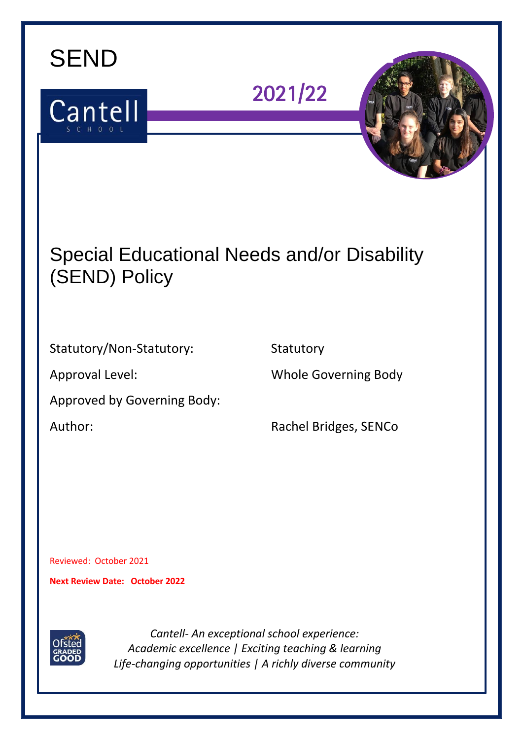SEND

Cantell SCHOOL

2021/22

# Special Educational Needs and/or Disability (SEND) Policy

| | |
|---|---|
| Statutory/Non-Statutory: | Statutory |
| Approval Level: | Whole Governing Body |
| Approved by Governing Body: | |
| Author: | Rachel Bridges, SENCo |

Reviewed: October 2021

**Next Review Date: October 2022**

Ofsted GRADED GOOD

*Cantell- An exceptional school experience:*
*Academic excellence | Exciting teaching & learning*
*Life-changing opportunities | A richly diverse community*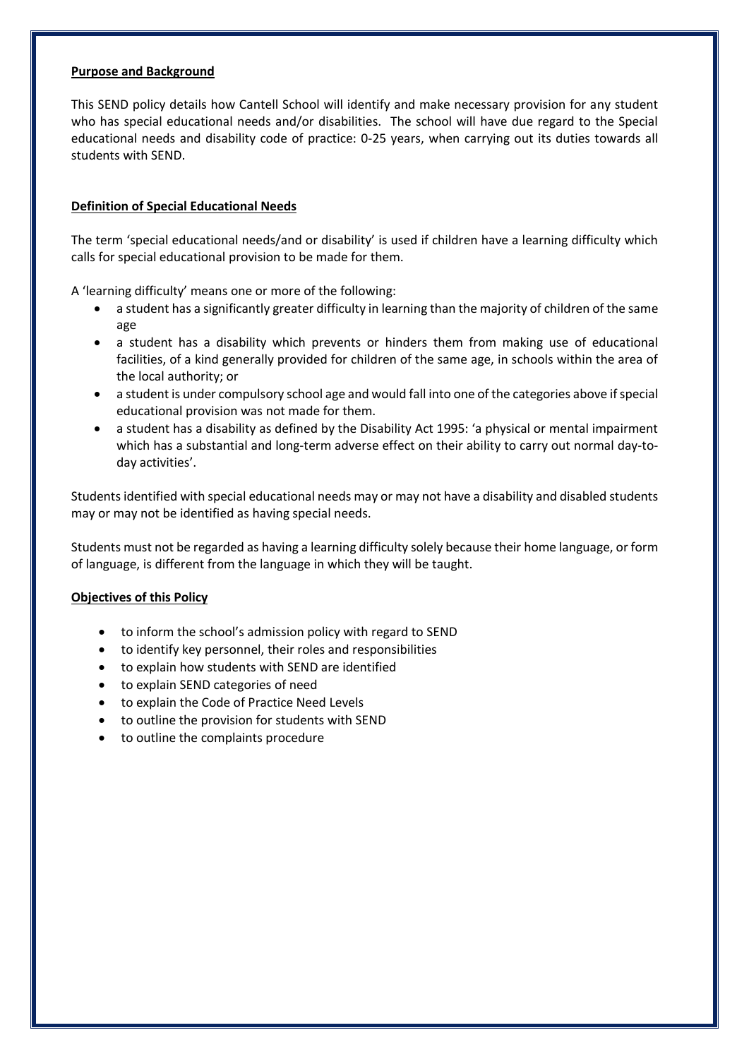**Purpose and Background**

This SEND policy details how Cantell School will identify and make necessary provision for any student who has special educational needs and/or disabilities. The school will have due regard to the Special educational needs and disability code of practice: 0-25 years, when carrying out its duties towards all students with SEND.

**Definition of Special Educational Needs**

The term 'special educational needs/and or disability' is used if children have a learning difficulty which calls for special educational provision to be made for them.

A 'learning difficulty' means one or more of the following:

- a student has a significantly greater difficulty in learning than the majority of children of the same age
- a student has a disability which prevents or hinders them from making use of educational facilities, of a kind generally provided for children of the same age, in schools within the area of the local authority; or
- a student is under compulsory school age and would fall into one of the categories above if special educational provision was not made for them.
- a student has a disability as defined by the Disability Act 1995: 'a physical or mental impairment which has a substantial and long-term adverse effect on their ability to carry out normal day-to-day activities'.

Students identified with special educational needs may or may not have a disability and disabled students may or may not be identified as having special needs.

Students must not be regarded as having a learning difficulty solely because their home language, or form of language, is different from the language in which they will be taught.

**Objectives of this Policy**

- to inform the school's admission policy with regard to SEND
- to identify key personnel, their roles and responsibilities
- to explain how students with SEND are identified
- to explain SEND categories of need
- to explain the Code of Practice Need Levels
- to outline the provision for students with SEND
- to outline the complaints procedure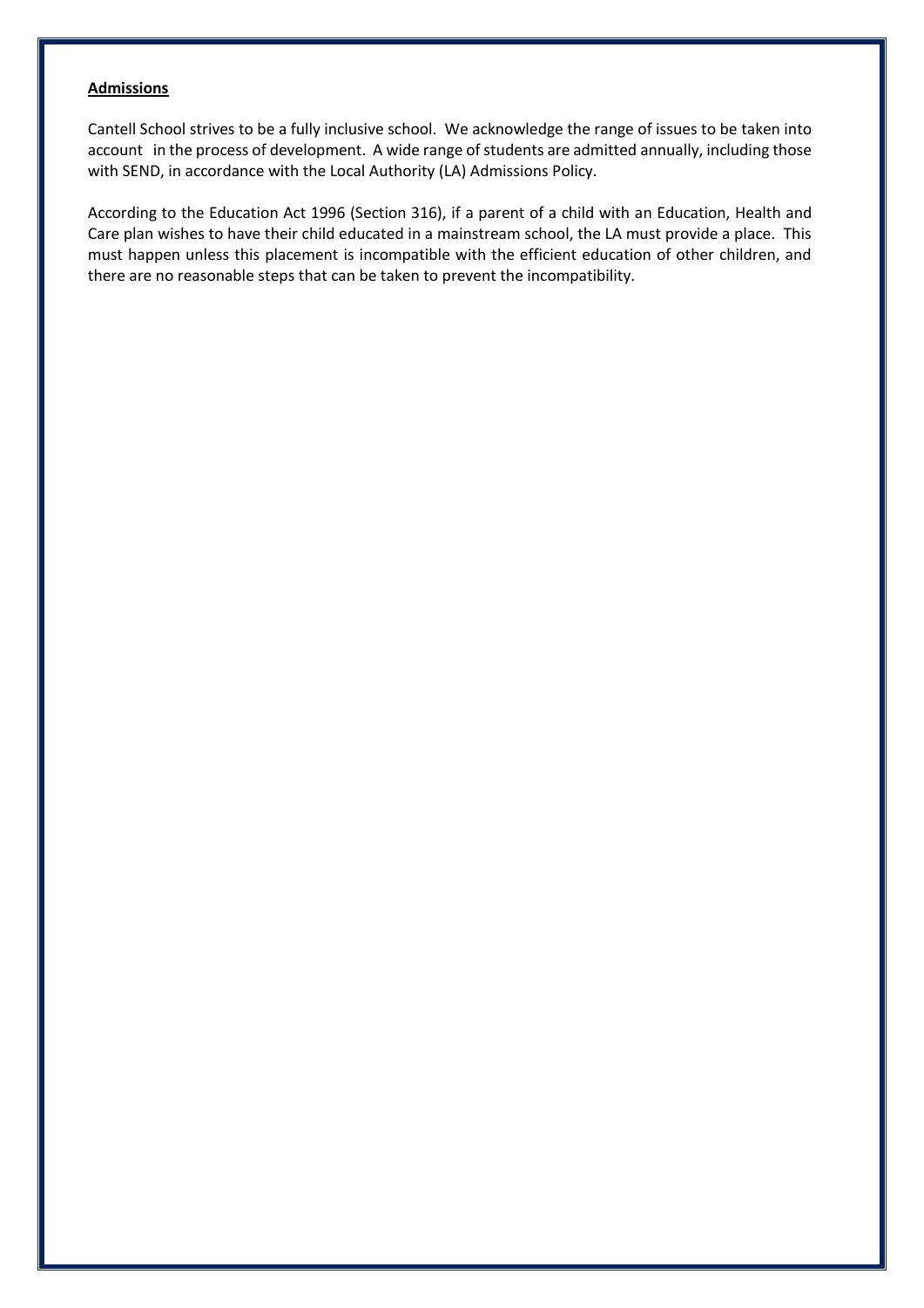**Admissions**

Cantell School strives to be a fully inclusive school. We acknowledge the range of issues to be taken into account in the process of development. A wide range of students are admitted annually, including those with SEND, in accordance with the Local Authority (LA) Admissions Policy.

According to the Education Act 1996 (Section 316), if a parent of a child with an Education, Health and Care plan wishes to have their child educated in a mainstream school, the LA must provide a place. This must happen unless this placement is incompatible with the efficient education of other children, and there are no reasonable steps that can be taken to prevent the incompatibility.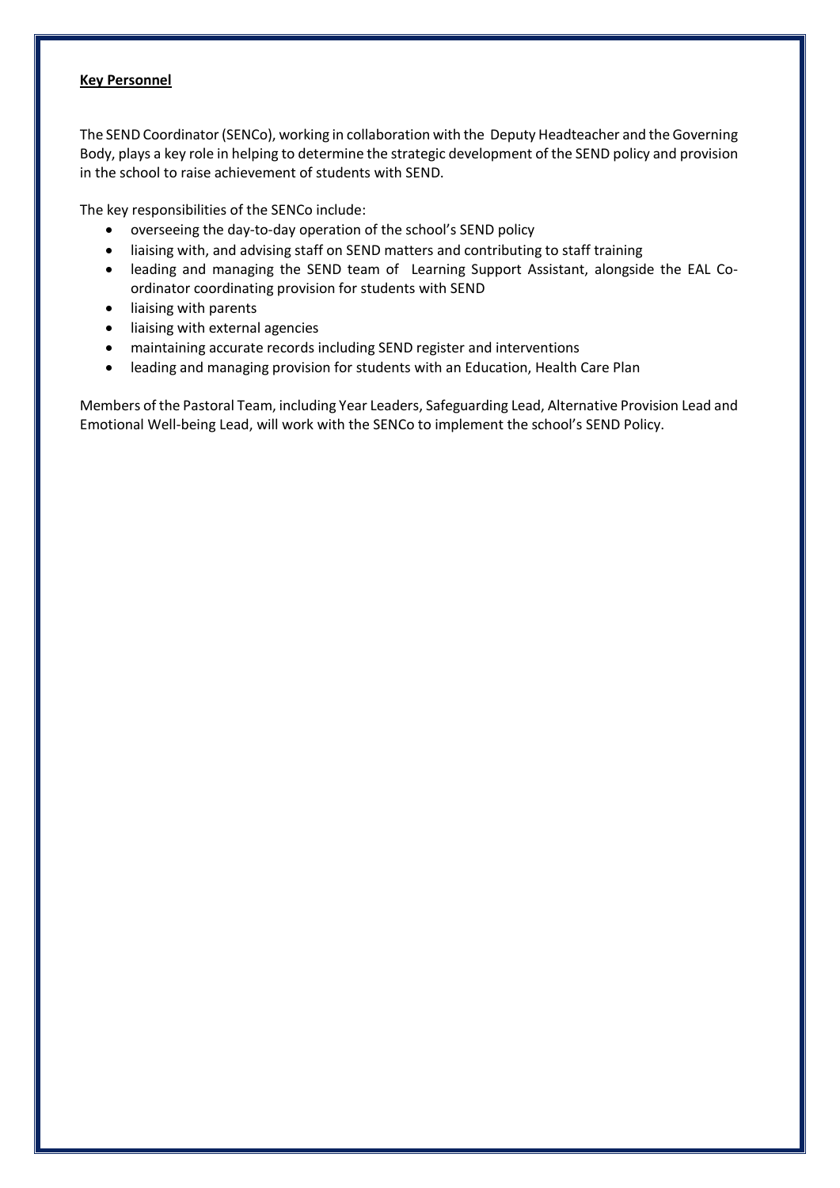**Key Personnel**

The SEND Coordinator (SENCo), working in collaboration with the Deputy Headteacher and the Governing Body, plays a key role in helping to determine the strategic development of the SEND policy and provision in the school to raise achievement of students with SEND.

The key responsibilities of the SENCo include:

- overseeing the day-to-day operation of the school's SEND policy
- liaising with, and advising staff on SEND matters and contributing to staff training
- leading and managing the SEND team of Learning Support Assistant, alongside the EAL Co-ordinator coordinating provision for students with SEND
- liaising with parents
- liaising with external agencies
- maintaining accurate records including SEND register and interventions
- leading and managing provision for students with an Education, Health Care Plan

Members of the Pastoral Team, including Year Leaders, Safeguarding Lead, Alternative Provision Lead and Emotional Well-being Lead, will work with the SENCo to implement the school's SEND Policy.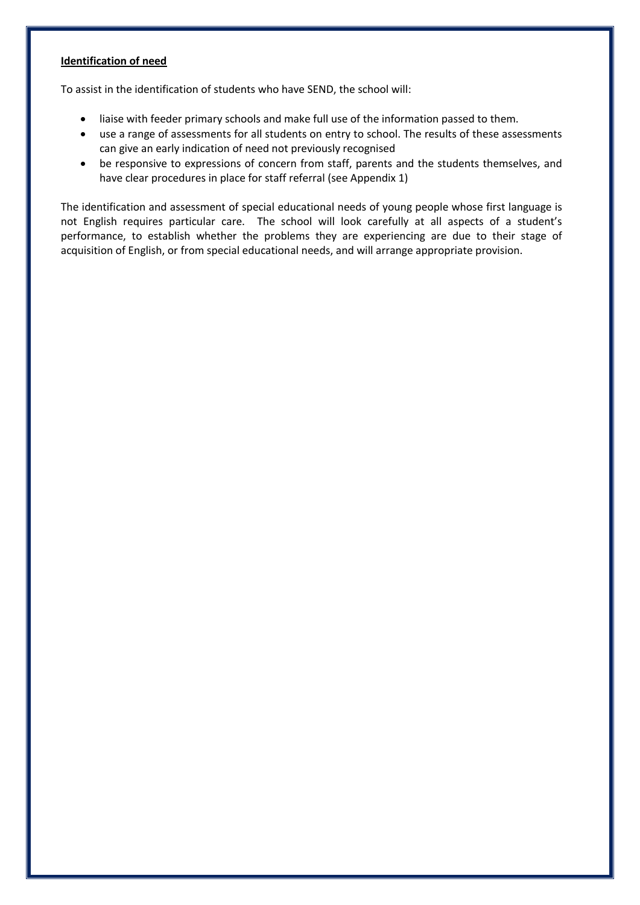**Identification of need**

To assist in the identification of students who have SEND, the school will:

- liaise with feeder primary schools and make full use of the information passed to them.
- use a range of assessments for all students on entry to school. The results of these assessments can give an early indication of need not previously recognised
- be responsive to expressions of concern from staff, parents and the students themselves, and have clear procedures in place for staff referral (see Appendix 1)

The identification and assessment of special educational needs of young people whose first language is not English requires particular care. The school will look carefully at all aspects of a student's performance, to establish whether the problems they are experiencing are due to their stage of acquisition of English, or from special educational needs, and will arrange appropriate provision.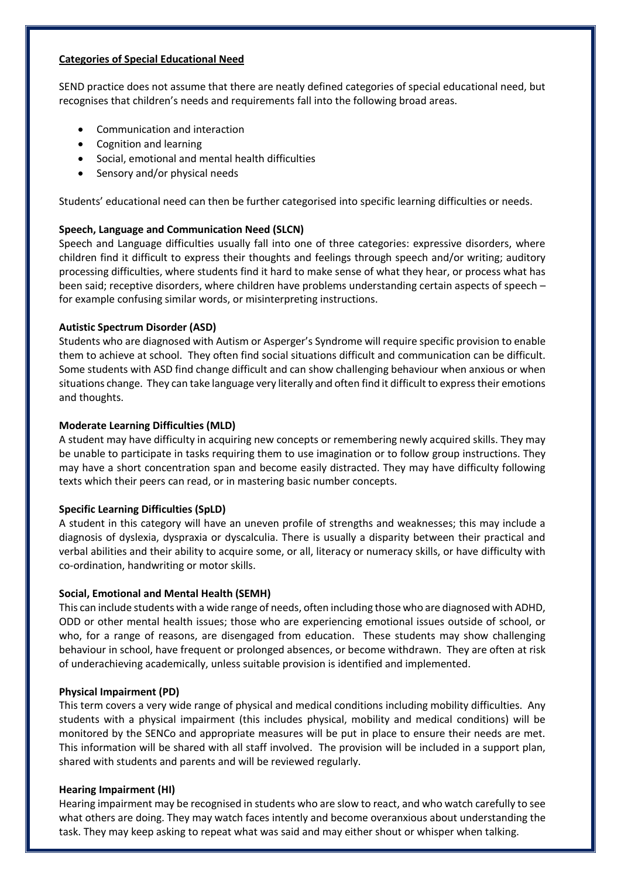## Categories of Special Educational Need

SEND practice does not assume that there are neatly defined categories of special educational need, but recognises that children's needs and requirements fall into the following broad areas.

- Communication and interaction
- Cognition and learning
- Social, emotional and mental health difficulties
- Sensory and/or physical needs

Students' educational need can then be further categorised into specific learning difficulties or needs.

### Speech, Language and Communication Need (SLCN)

Speech and Language difficulties usually fall into one of three categories: expressive disorders, where children find it difficult to express their thoughts and feelings through speech and/or writing; auditory processing difficulties, where students find it hard to make sense of what they hear, or process what has been said; receptive disorders, where children have problems understanding certain aspects of speech – for example confusing similar words, or misinterpreting instructions.

### Autistic Spectrum Disorder (ASD)

Students who are diagnosed with Autism or Asperger's Syndrome will require specific provision to enable them to achieve at school. They often find social situations difficult and communication can be difficult. Some students with ASD find change difficult and can show challenging behaviour when anxious or when situations change. They can take language very literally and often find it difficult to express their emotions and thoughts.

### Moderate Learning Difficulties (MLD)

A student may have difficulty in acquiring new concepts or remembering newly acquired skills. They may be unable to participate in tasks requiring them to use imagination or to follow group instructions. They may have a short concentration span and become easily distracted. They may have difficulty following texts which their peers can read, or in mastering basic number concepts.

### Specific Learning Difficulties (SpLD)

A student in this category will have an uneven profile of strengths and weaknesses; this may include a diagnosis of dyslexia, dyspraxia or dyscalculia. There is usually a disparity between their practical and verbal abilities and their ability to acquire some, or all, literacy or numeracy skills, or have difficulty with co-ordination, handwriting or motor skills.

### Social, Emotional and Mental Health (SEMH)

This can include students with a wide range of needs, often including those who are diagnosed with ADHD, ODD or other mental health issues; those who are experiencing emotional issues outside of school, or who, for a range of reasons, are disengaged from education. These students may show challenging behaviour in school, have frequent or prolonged absences, or become withdrawn. They are often at risk of underachieving academically, unless suitable provision is identified and implemented.

### Physical Impairment (PD)

This term covers a very wide range of physical and medical conditions including mobility difficulties. Any students with a physical impairment (this includes physical, mobility and medical conditions) will be monitored by the SENCo and appropriate measures will be put in place to ensure their needs are met. This information will be shared with all staff involved. The provision will be included in a support plan, shared with students and parents and will be reviewed regularly.

### Hearing Impairment (HI)

Hearing impairment may be recognised in students who are slow to react, and who watch carefully to see what others are doing. They may watch faces intently and become overanxious about understanding the task. They may keep asking to repeat what was said and may either shout or whisper when talking.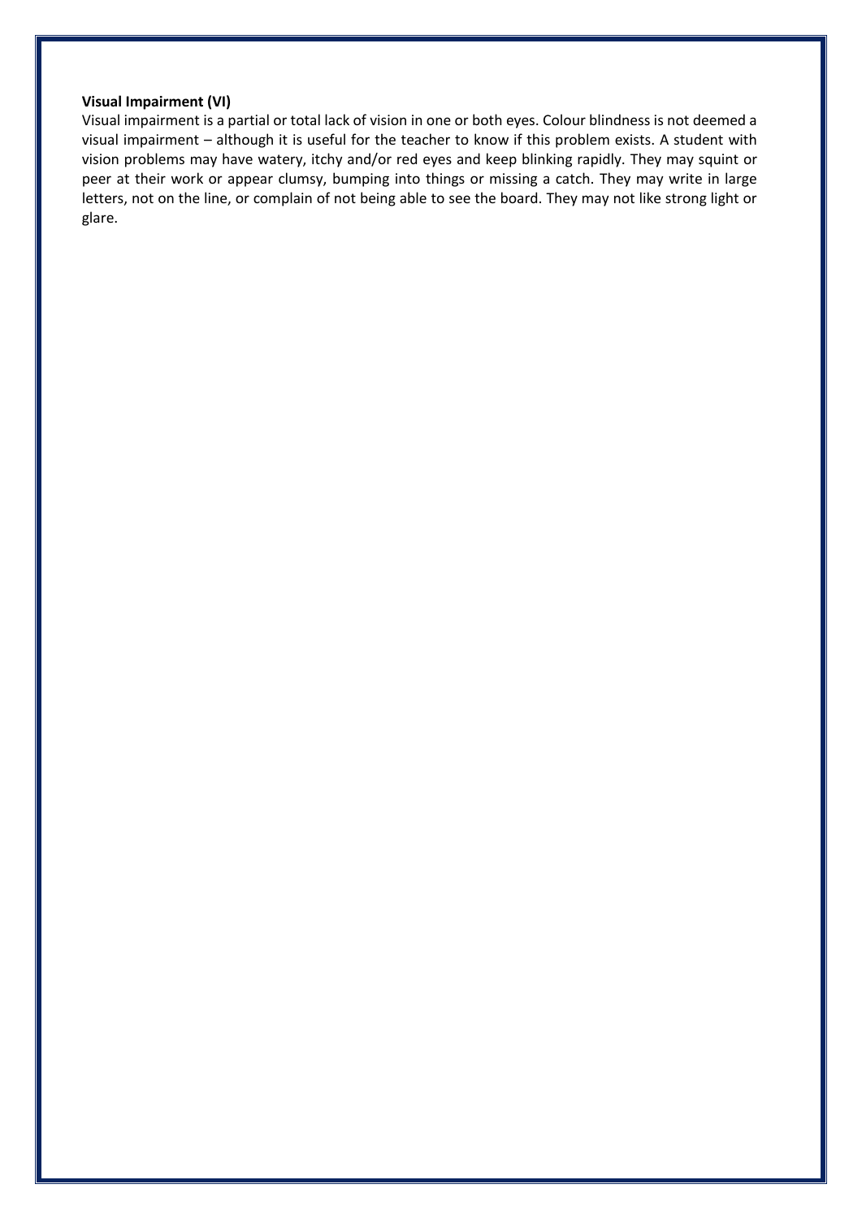**Visual Impairment (VI)**

Visual impairment is a partial or total lack of vision in one or both eyes. Colour blindness is not deemed a visual impairment – although it is useful for the teacher to know if this problem exists. A student with vision problems may have watery, itchy and/or red eyes and keep blinking rapidly. They may squint or peer at their work or appear clumsy, bumping into things or missing a catch. They may write in large letters, not on the line, or complain of not being able to see the board. They may not like strong light or glare.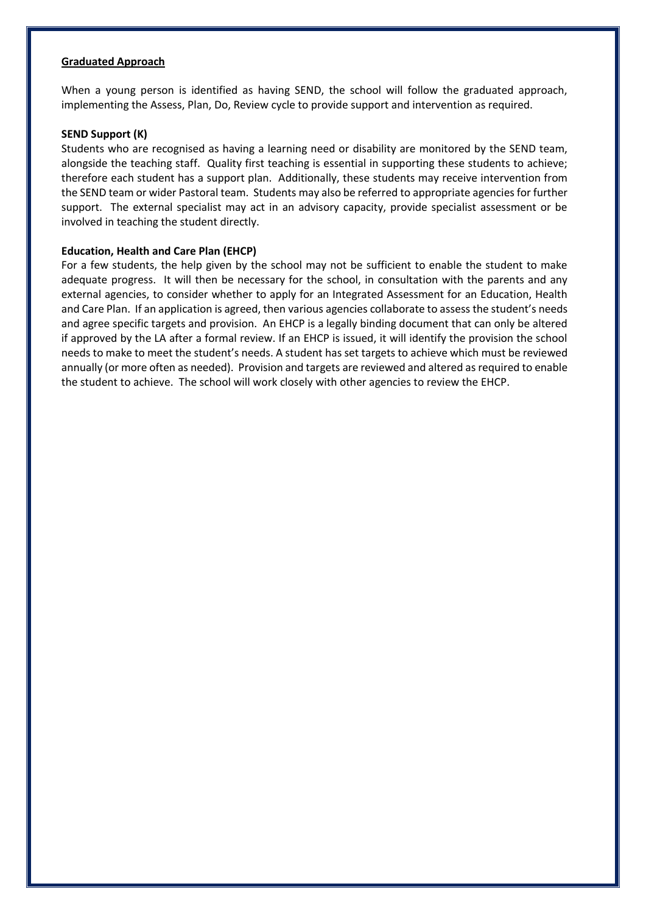## Graduated Approach

When a young person is identified as having SEND, the school will follow the graduated approach, implementing the Assess, Plan, Do, Review cycle to provide support and intervention as required.

**SEND Support (K)**

Students who are recognised as having a learning need or disability are monitored by the SEND team, alongside the teaching staff. Quality first teaching is essential in supporting these students to achieve; therefore each student has a support plan. Additionally, these students may receive intervention from the SEND team or wider Pastoral team. Students may also be referred to appropriate agencies for further support. The external specialist may act in an advisory capacity, provide specialist assessment or be involved in teaching the student directly.

**Education, Health and Care Plan (EHCP)**

For a few students, the help given by the school may not be sufficient to enable the student to make adequate progress. It will then be necessary for the school, in consultation with the parents and any external agencies, to consider whether to apply for an Integrated Assessment for an Education, Health and Care Plan. If an application is agreed, then various agencies collaborate to assess the student's needs and agree specific targets and provision. An EHCP is a legally binding document that can only be altered if approved by the LA after a formal review. If an EHCP is issued, it will identify the provision the school needs to make to meet the student's needs. A student has set targets to achieve which must be reviewed annually (or more often as needed). Provision and targets are reviewed and altered as required to enable the student to achieve. The school will work closely with other agencies to review the EHCP.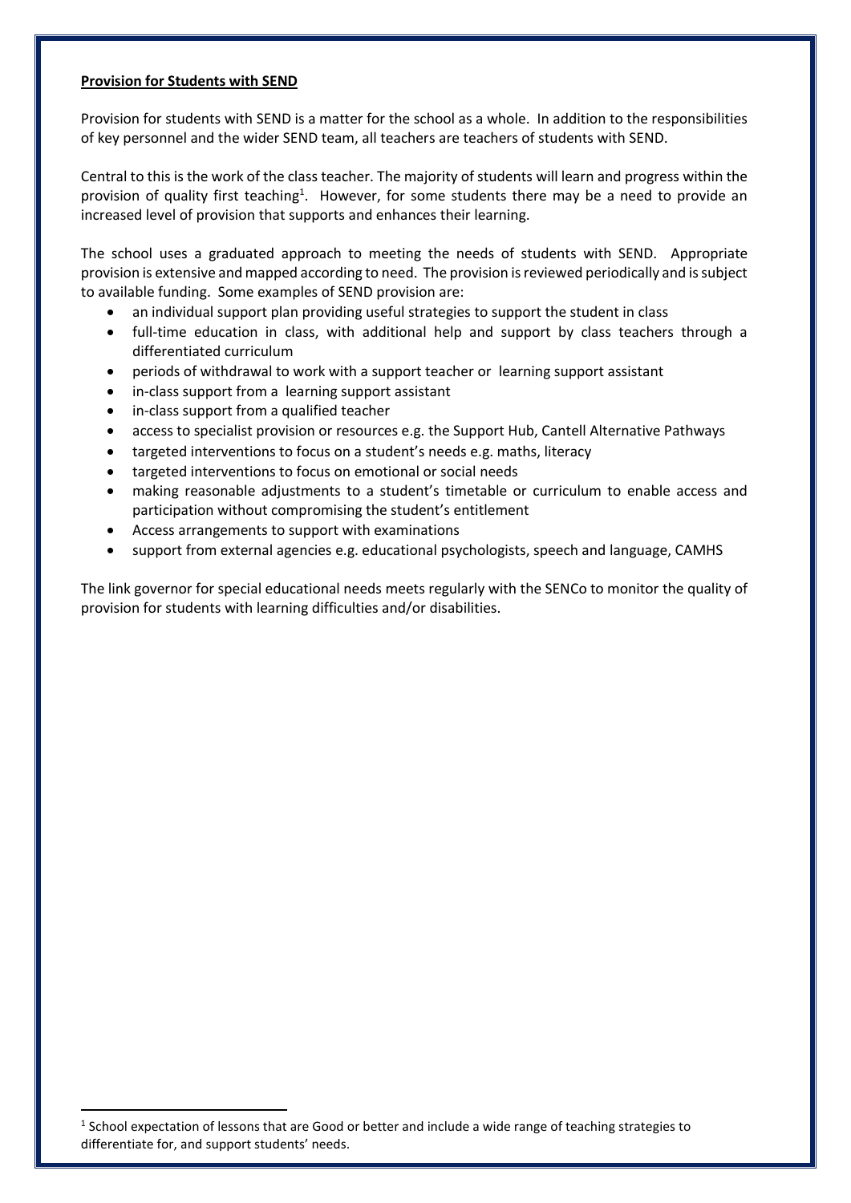**Provision for Students with SEND**

Provision for students with SEND is a matter for the school as a whole. In addition to the responsibilities of key personnel and the wider SEND team, all teachers are teachers of students with SEND.

Central to this is the work of the class teacher. The majority of students will learn and progress within the provision of quality first teaching[1]. However, for some students there may be a need to provide an increased level of provision that supports and enhances their learning.

The school uses a graduated approach to meeting the needs of students with SEND. Appropriate provision is extensive and mapped according to need. The provision is reviewed periodically and is subject to available funding. Some examples of SEND provision are:

- an individual support plan providing useful strategies to support the student in class
- full-time education in class, with additional help and support by class teachers through a differentiated curriculum
- periods of withdrawal to work with a support teacher or learning support assistant
- in-class support from a learning support assistant
- in-class support from a qualified teacher
- access to specialist provision or resources e.g. the Support Hub, Cantell Alternative Pathways
- targeted interventions to focus on a student's needs e.g. maths, literacy
- targeted interventions to focus on emotional or social needs
- making reasonable adjustments to a student's timetable or curriculum to enable access and participation without compromising the student's entitlement
- Access arrangements to support with examinations
- support from external agencies e.g. educational psychologists, speech and language, CAMHS

The link governor for special educational needs meets regularly with the SENCo to monitor the quality of provision for students with learning difficulties and/or disabilities.

[1] School expectation of lessons that are Good or better and include a wide range of teaching strategies to differentiate for, and support students' needs.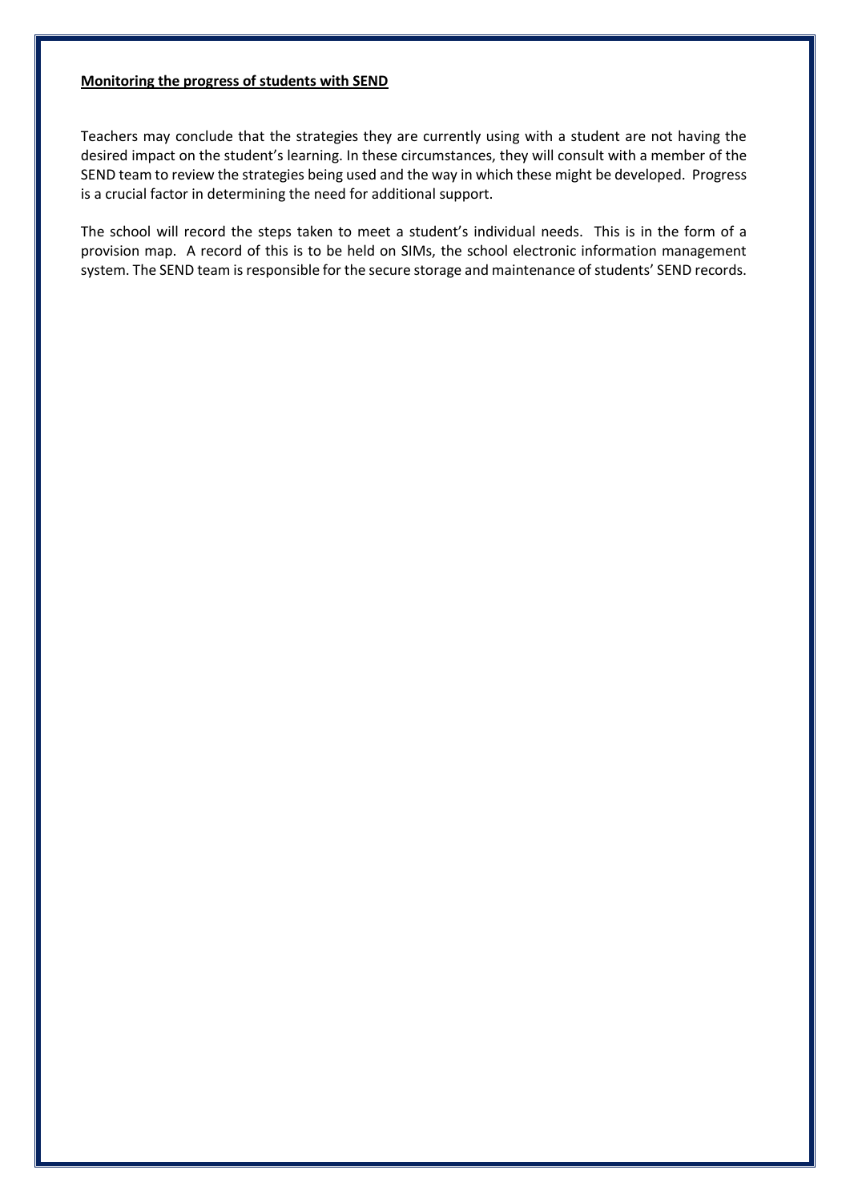**Monitoring the progress of students with SEND**

Teachers may conclude that the strategies they are currently using with a student are not having the desired impact on the student's learning. In these circumstances, they will consult with a member of the SEND team to review the strategies being used and the way in which these might be developed. Progress is a crucial factor in determining the need for additional support.

The school will record the steps taken to meet a student's individual needs. This is in the form of a provision map. A record of this is to be held on SIMs, the school electronic information management system. The SEND team is responsible for the secure storage and maintenance of students' SEND records.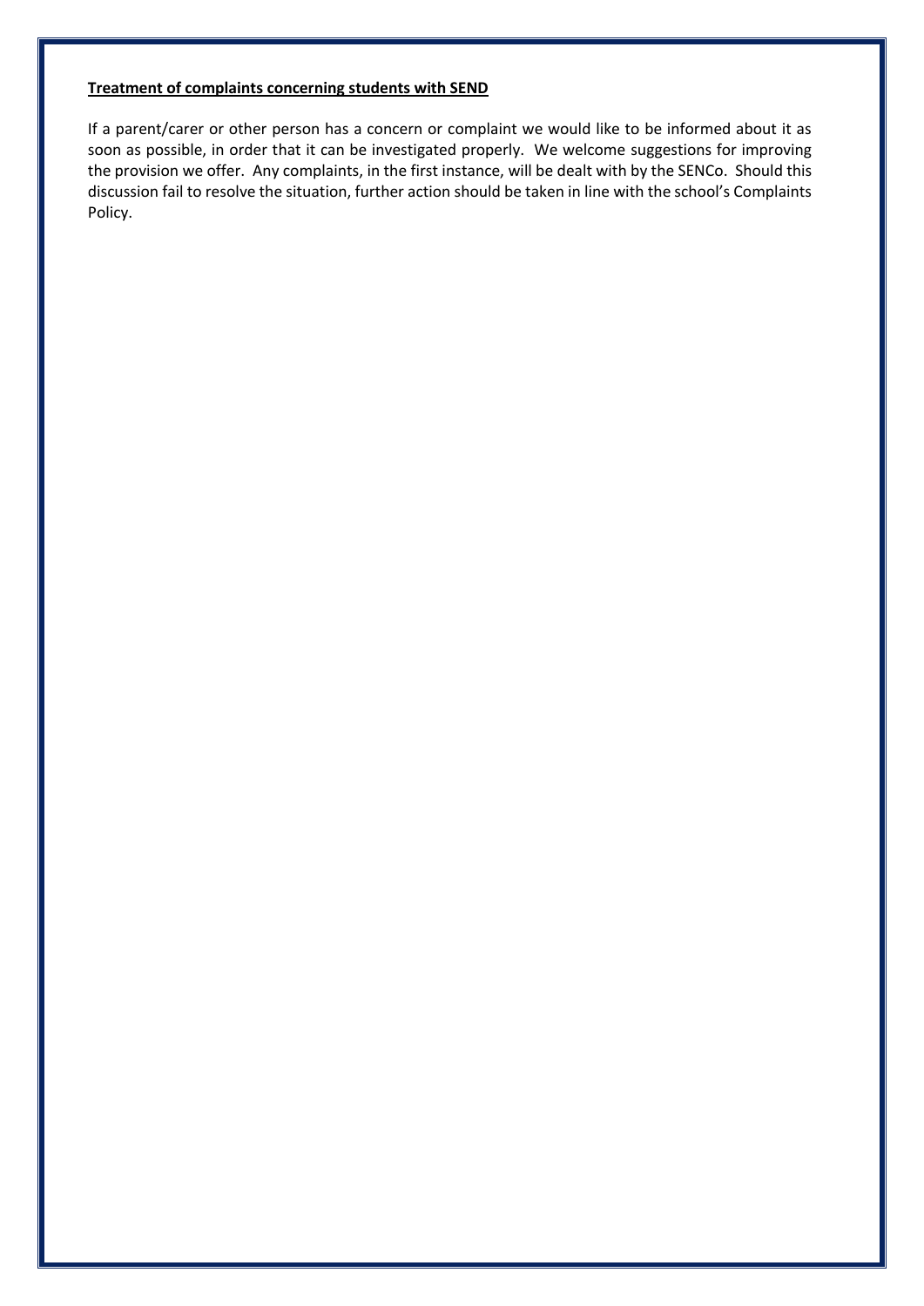**Treatment of complaints concerning students with SEND**

If a parent/carer or other person has a concern or complaint we would like to be informed about it as soon as possible, in order that it can be investigated properly. We welcome suggestions for improving the provision we offer. Any complaints, in the first instance, will be dealt with by the SENCo. Should this discussion fail to resolve the situation, further action should be taken in line with the school's Complaints Policy.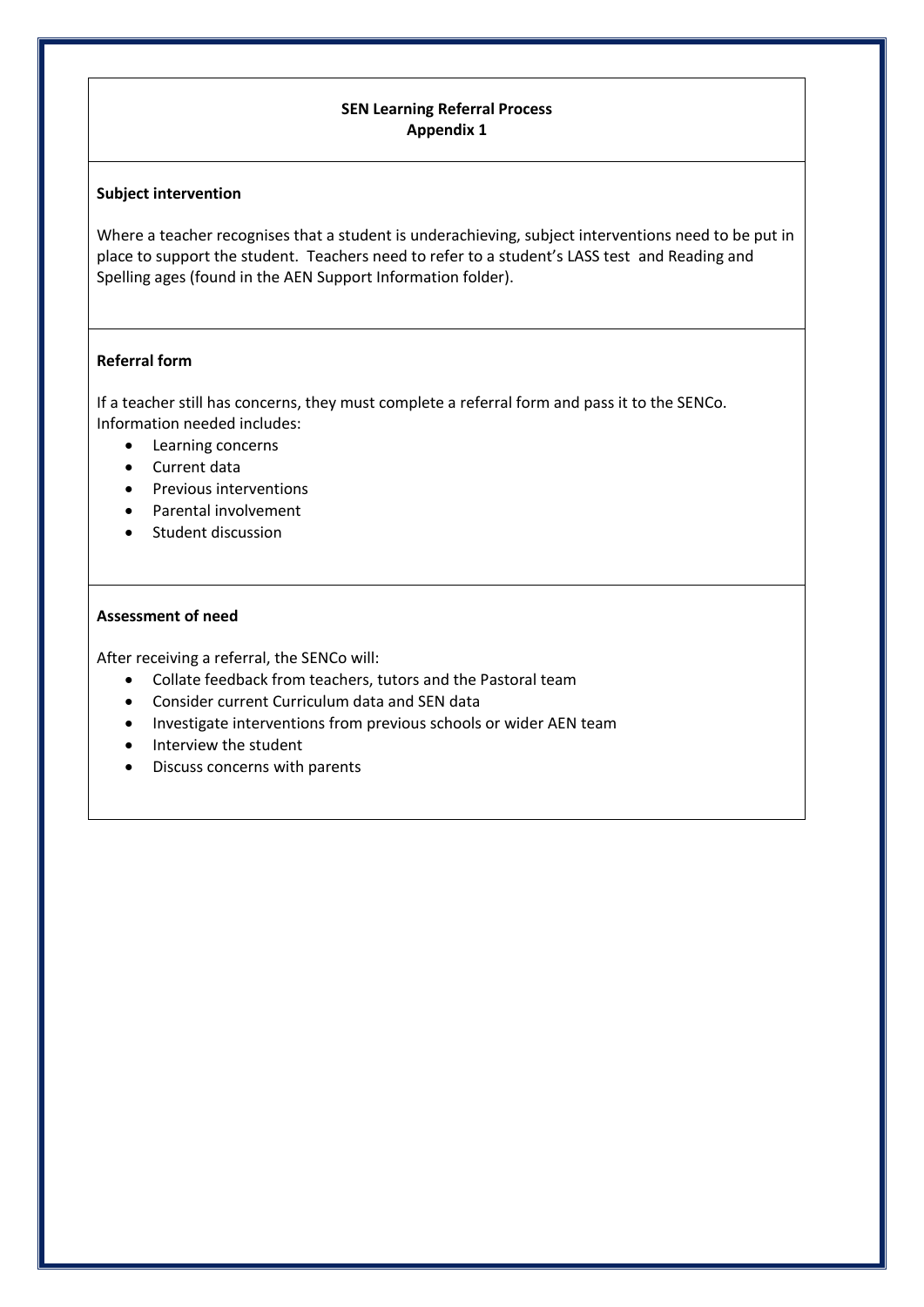## SEN Learning Referral Process
## Appendix 1

### Subject intervention

Where a teacher recognises that a student is underachieving, subject interventions need to be put in place to support the student. Teachers need to refer to a student's LASS test and Reading and Spelling ages (found in the AEN Support Information folder).

### Referral form

If a teacher still has concerns, they must complete a referral form and pass it to the SENCo. Information needed includes:

- Learning concerns
- Current data
- Previous interventions
- Parental involvement
- Student discussion

### Assessment of need

After receiving a referral, the SENCo will:

- Collate feedback from teachers, tutors and the Pastoral team
- Consider current Curriculum data and SEN data
- Investigate interventions from previous schools or wider AEN team
- Interview the student
- Discuss concerns with parents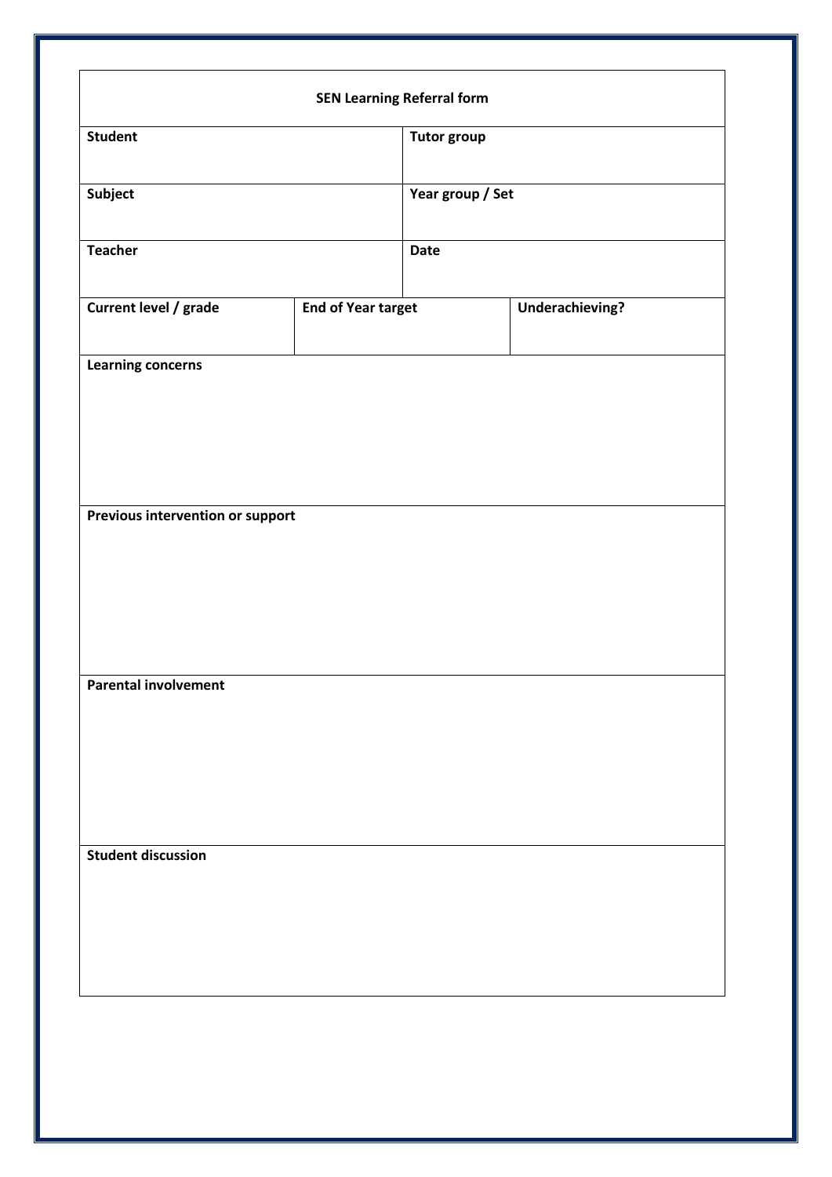**SEN Learning Referral form**

| | | |
|---|---|---|
| **Student** | | **Tutor group** |
| **Subject** | | **Year group / Set** |
| **Teacher** | | **Date** |
| **Current level / grade** | **End of Year target** | **Underachieving?** |

**Learning concerns**

**Previous intervention or support**

**Parental involvement**

**Student discussion**